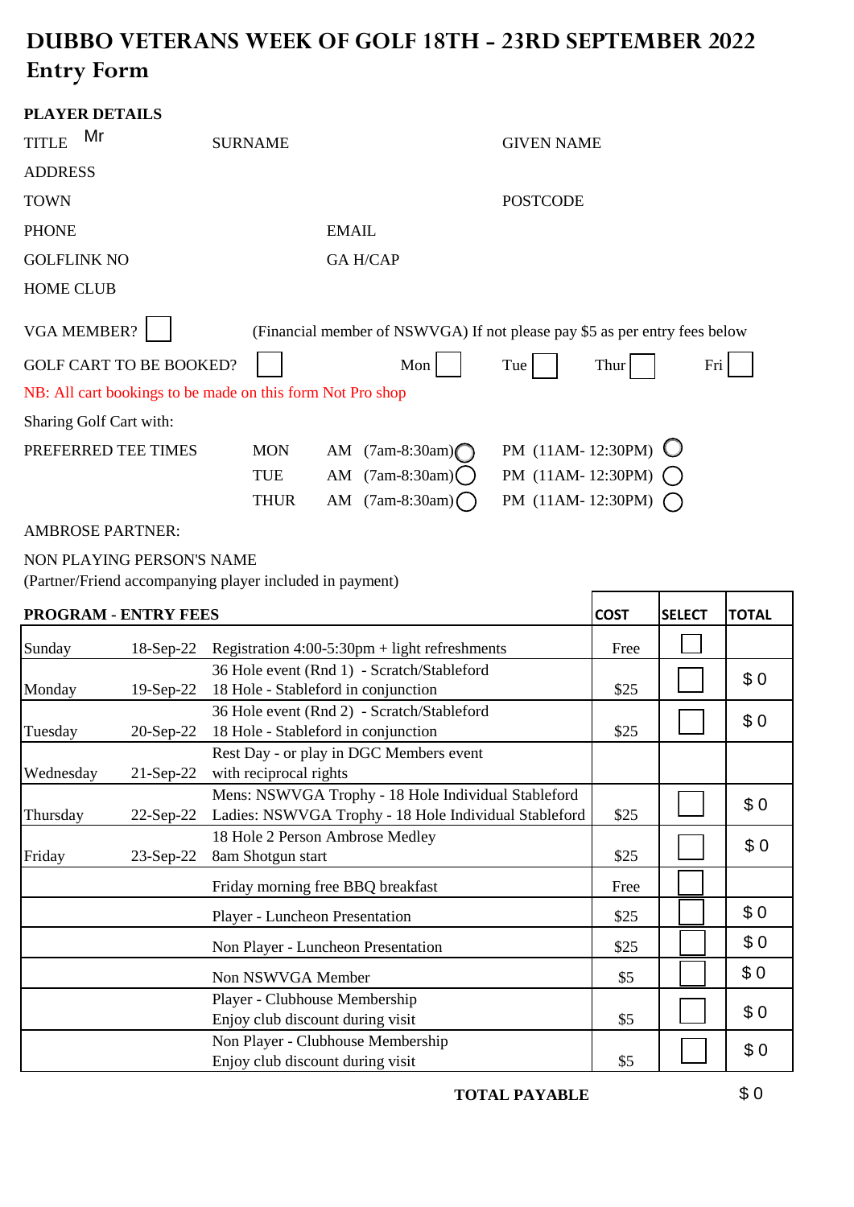# DUBBO VETERANS WEEK OF GOLF 18TH - 23RD SEPTEMBER 2022
## Entry Form

**PLAYER DETAILS**

TITLE Mr SURNAME GIVEN NAME

ADDRESS

TOWN POSTCODE

PHONE EMAIL

GOLFLINK NO GA H/CAP

HOME CLUB

VGA MEMBER? ☐ (Financial member of NSWVGA) If not please pay $5 as per entry fees below

GOLF CART TO BE BOOKED? ☐ Mon ☐ Tue ☐ Thur ☐ Fri ☐

NB: All cart bookings to be made on this form Not Pro shop

Sharing Golf Cart with:

PREFERRED TEE TIMES

| | | |
|---|---|---|
| MON | AM (7am-8:30am) ◯ | PM (11AM- 12:30PM) ◯ |
| TUE | AM (7am-8:30am) ◯ | PM (11AM- 12:30PM) ◯ |
| THUR | AM (7am-8:30am) ◯ | PM (11AM- 12:30PM) ◯ |

AMBROSE PARTNER:

NON PLAYING PERSON'S NAME
(Partner/Friend accompanying player included in payment)

| PROGRAM - ENTRY FEES | | | COST | SELECT | TOTAL |
|---|---|---|---|---|---|
| Sunday | 18-Sep-22 | Registration 4:00-5:30pm + light refreshments | Free | ☐ | |
| Monday | 19-Sep-22 | 36 Hole event (Rnd 1) - Scratch/Stableford<br>18 Hole - Stableford in conjunction | $25 | ☐ | $ 0 |
| Tuesday | 20-Sep-22 | 36 Hole event (Rnd 2) - Scratch/Stableford<br>18 Hole - Stableford in conjunction | $25 | ☐ | $ 0 |
| Wednesday | 21-Sep-22 | Rest Day - or play in DGC Members event<br>with reciprocal rights | | | |
| Thursday | 22-Sep-22 | Mens: NSWVGA Trophy - 18 Hole Individual Stableford<br>Ladies: NSWVGA Trophy - 18 Hole Individual Stableford | $25 | ☐ | $ 0 |
| Friday | 23-Sep-22 | 18 Hole 2 Person Ambrose Medley<br>8am Shotgun start | $25 | ☐ | $ 0 |
| | | Friday morning free BBQ breakfast | Free | ☐ | |
| | | Player - Luncheon Presentation | $25 | ☐ | $ 0 |
| | | Non Player - Luncheon Presentation | $25 | ☐ | $ 0 |
| | | Non NSWVGA Member | $5 | ☐ | $ 0 |
| | | Player - Clubhouse Membership<br>Enjoy club discount during visit | $5 | ☐ | $ 0 |
| | | Non Player - Clubhouse Membership<br>Enjoy club discount during visit | $5 | ☐ | $ 0 |

**TOTAL PAYABLE** $ 0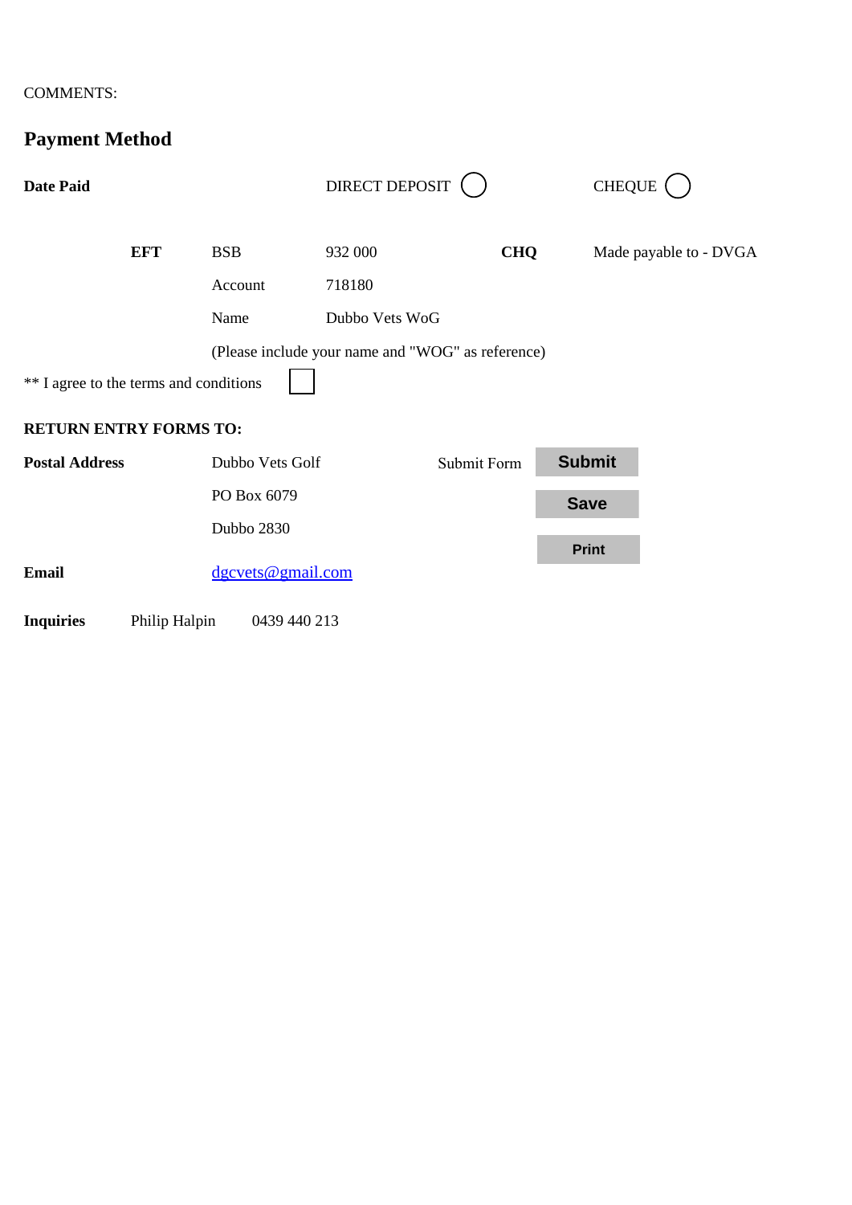COMMENTS:

## Payment Method

**Date Paid** DIRECT DEPOSIT ◯ CHEQUE ◯

| | | | | |
|---|---|---|---|---|
| **EFT** | BSB | 932 000 | **CHQ** | Made payable to - DVGA |
| | Account | 718180 | | |
| | Name | Dubbo Vets WoG | | |
| | (Please include your name and "WOG" as reference) | | | |

** I agree to the terms and conditions ☐

**RETURN ENTRY FORMS TO:**

**Postal Address** Dubbo Vets Golf
PO Box 6079
Dubbo 2830

Submit Form **Submit** **Save** **Print**

**Email** dgcvets@gmail.com

**Inquiries** Philip Halpin 0439 440 213